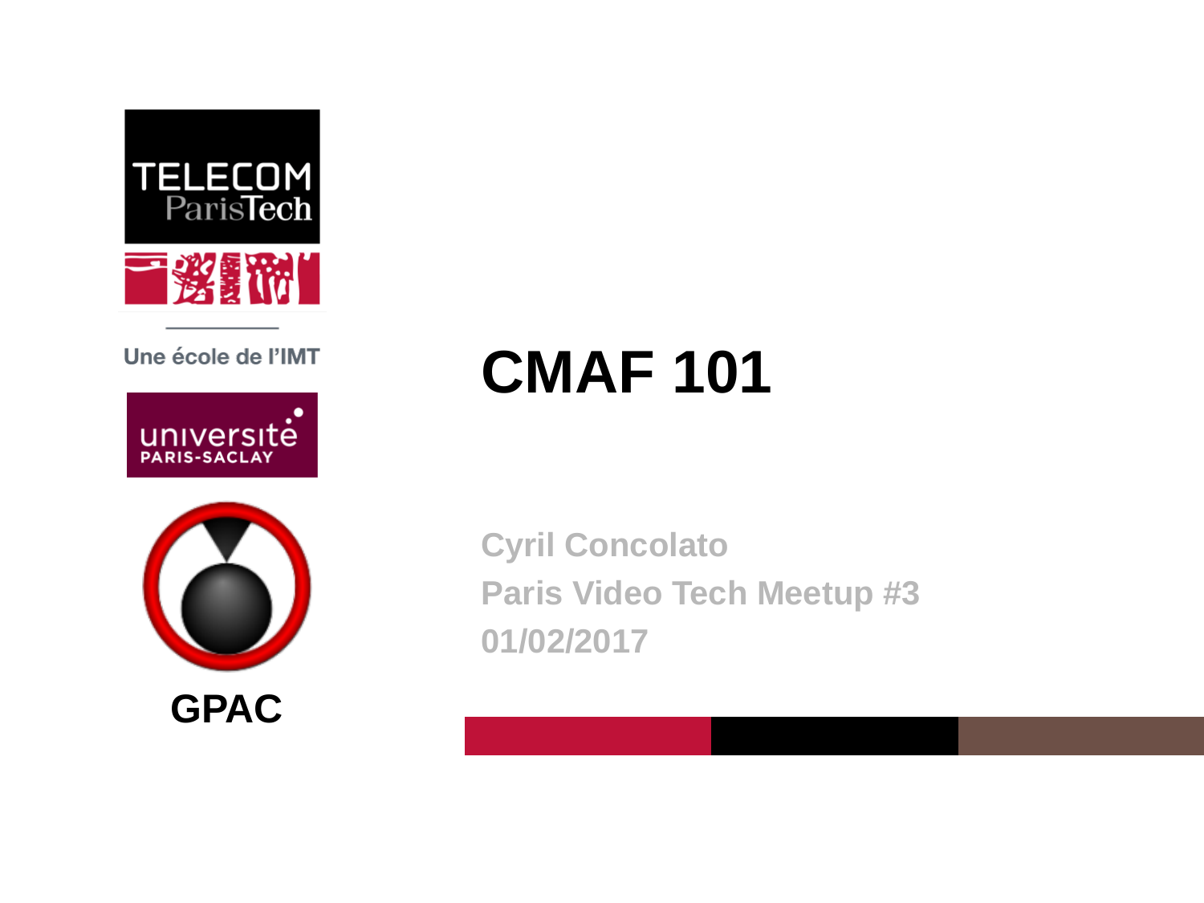# CMAF 101

Cyril Concolato
Paris Video Tech Meetup #3
01/02/2017

TELECOM ParisTech

Une école de l'IMT

université PARIS-SACLAY

GPAC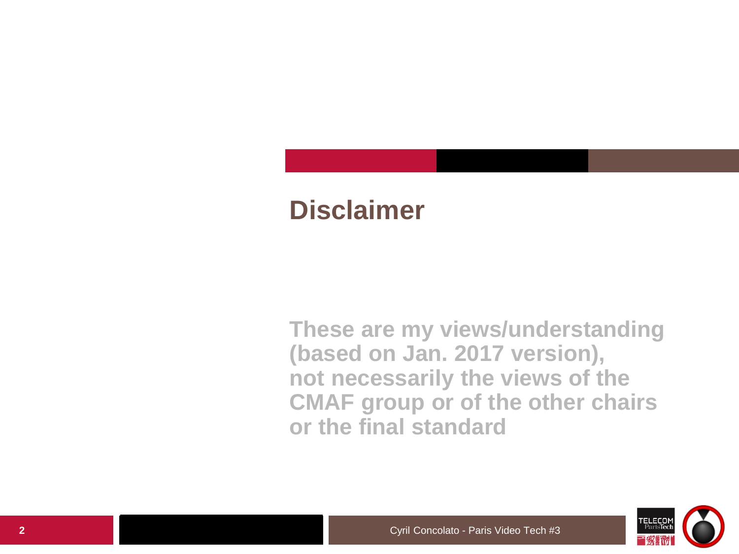# Disclaimer

**These are my views/understanding (based on Jan. 2017 version), not necessarily the views of the CMAF group or of the other chairs or the final standard**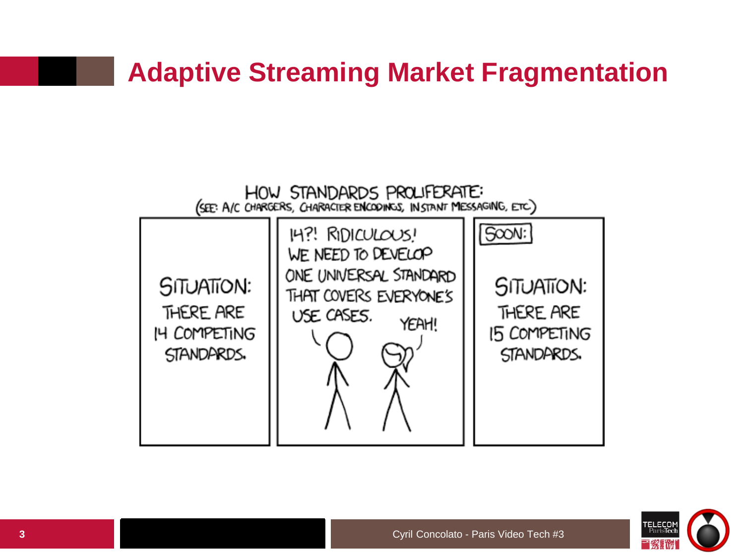# Adaptive Streaming Market Fragmentation

HOW STANDARDS PROLIFERATE:
(SEE: A/C CHARGERS, CHARACTER ENCODINGS, INSTANT MESSAGING, ETC.)

SITUATION: THERE ARE 14 COMPETING STANDARDS.

14?! RIDICULOUS! WE NEED TO DEVELOP ONE UNIVERSAL STANDARD THAT COVERS EVERYONE'S USE CASES.

YEAH!

SOON:

SITUATION: THERE ARE 15 COMPETING STANDARDS.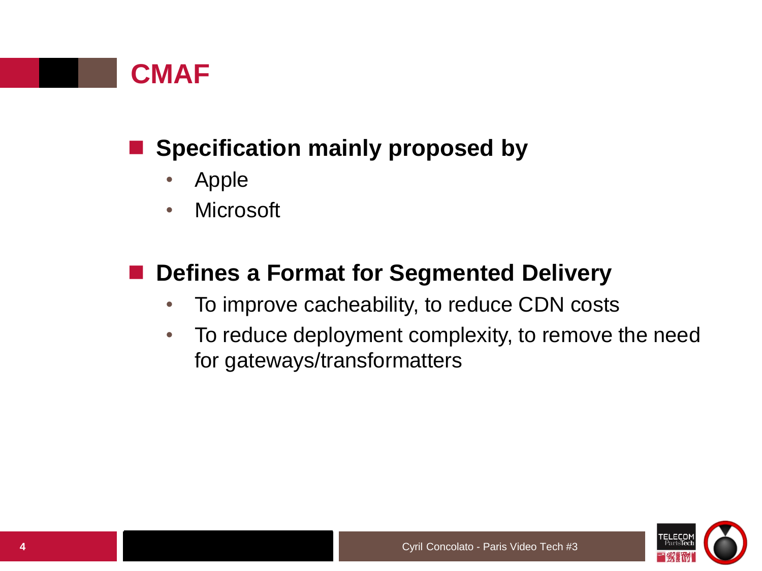# CMAF

- **Specification mainly proposed by**
  - Apple
  - Microsoft

- **Defines a Format for Segmented Delivery**
  - To improve cacheability, to reduce CDN costs
  - To reduce deployment complexity, to remove the need for gateways/transformatters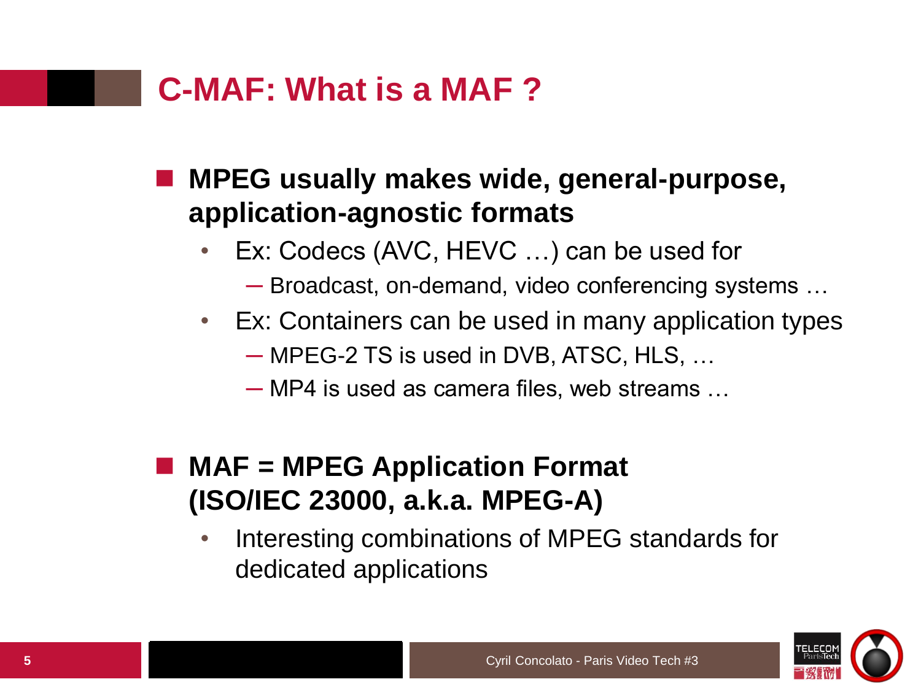# C-MAF: What is a MAF ?

- **MPEG usually makes wide, general-purpose, application-agnostic formats**
  - Ex: Codecs (AVC, HEVC …) can be used for
    - Broadcast, on-demand, video conferencing systems …
  - Ex: Containers can be used in many application types
    - MPEG-2 TS is used in DVB, ATSC, HLS, …
    - MP4 is used as camera files, web streams …

- **MAF = MPEG Application Format (ISO/IEC 23000, a.k.a. MPEG-A)**
  - Interesting combinations of MPEG standards for dedicated applications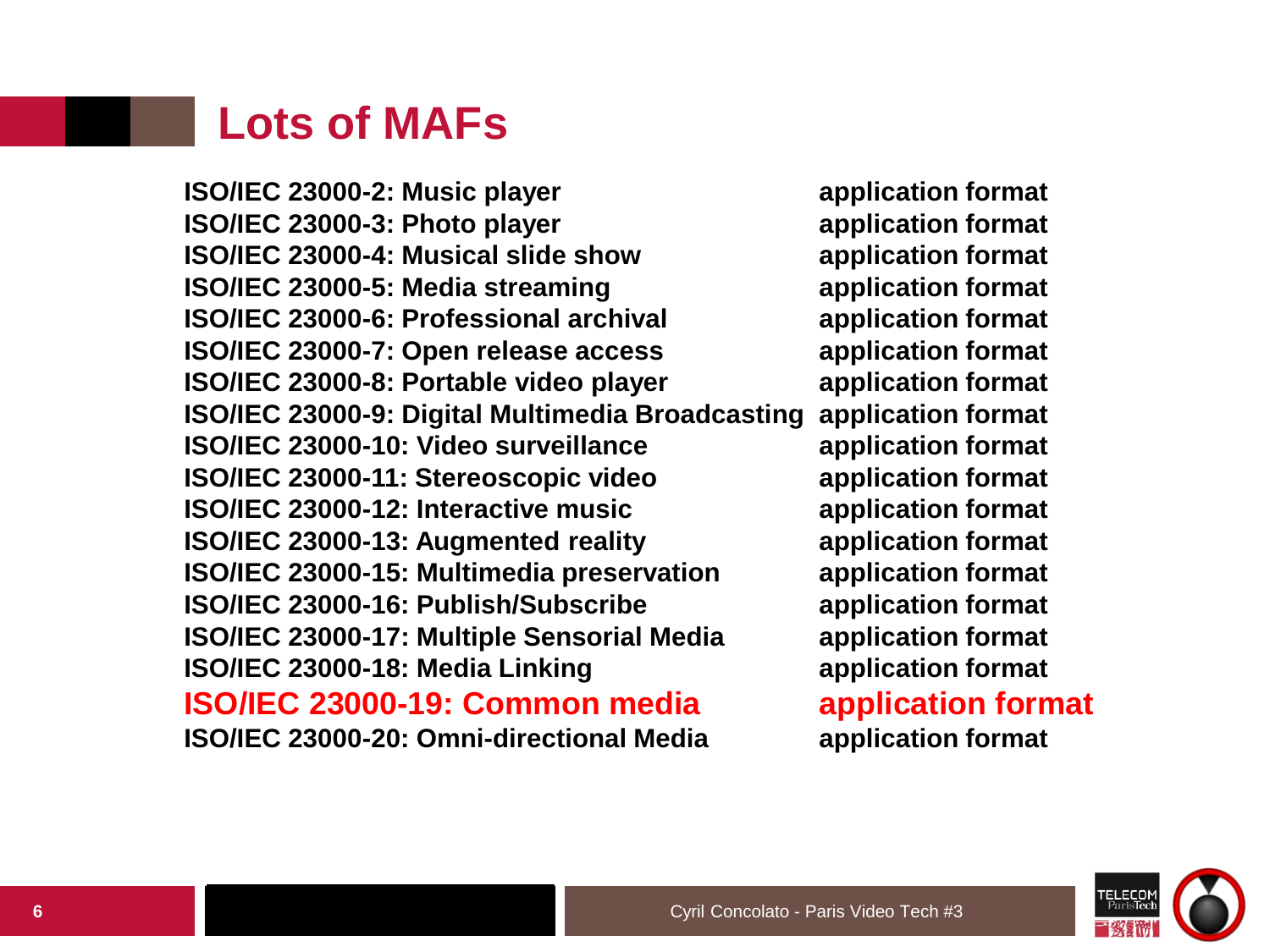# Lots of MAFs

**ISO/IEC 23000-2: Music player application format**
**ISO/IEC 23000-3: Photo player application format**
**ISO/IEC 23000-4: Musical slide show application format**
**ISO/IEC 23000-5: Media streaming application format**
**ISO/IEC 23000-6: Professional archival application format**
**ISO/IEC 23000-7: Open release access application format**
**ISO/IEC 23000-8: Portable video player application format**
**ISO/IEC 23000-9: Digital Multimedia Broadcasting application format**
**ISO/IEC 23000-10: Video surveillance application format**
**ISO/IEC 23000-11: Stereoscopic video application format**
**ISO/IEC 23000-12: Interactive music application format**
**ISO/IEC 23000-13: Augmented reality application format**
**ISO/IEC 23000-15: Multimedia preservation application format**
**ISO/IEC 23000-16: Publish/Subscribe application format**
**ISO/IEC 23000-17: Multiple Sensorial Media application format**
**ISO/IEC 23000-18: Media Linking application format**
**ISO/IEC 23000-19: Common media application format**
**ISO/IEC 23000-20: Omni-directional Media application format**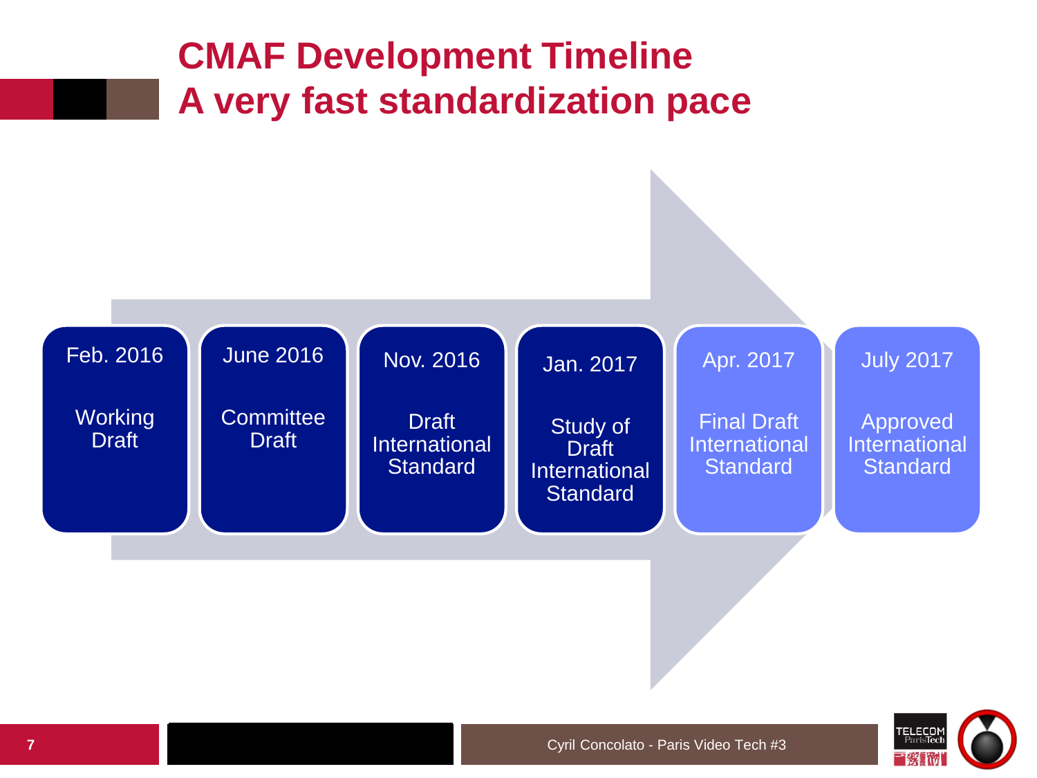# CMAF Development Timeline
# A very fast standardization pace

- **Feb. 2016** — Working Draft
- **June 2016** — Committee Draft
- **Nov. 2016** — Draft International Standard
- **Jan. 2017** — Study of Draft International Standard
- **Apr. 2017** — Final Draft International Standard
- **July 2017** — Approved International Standard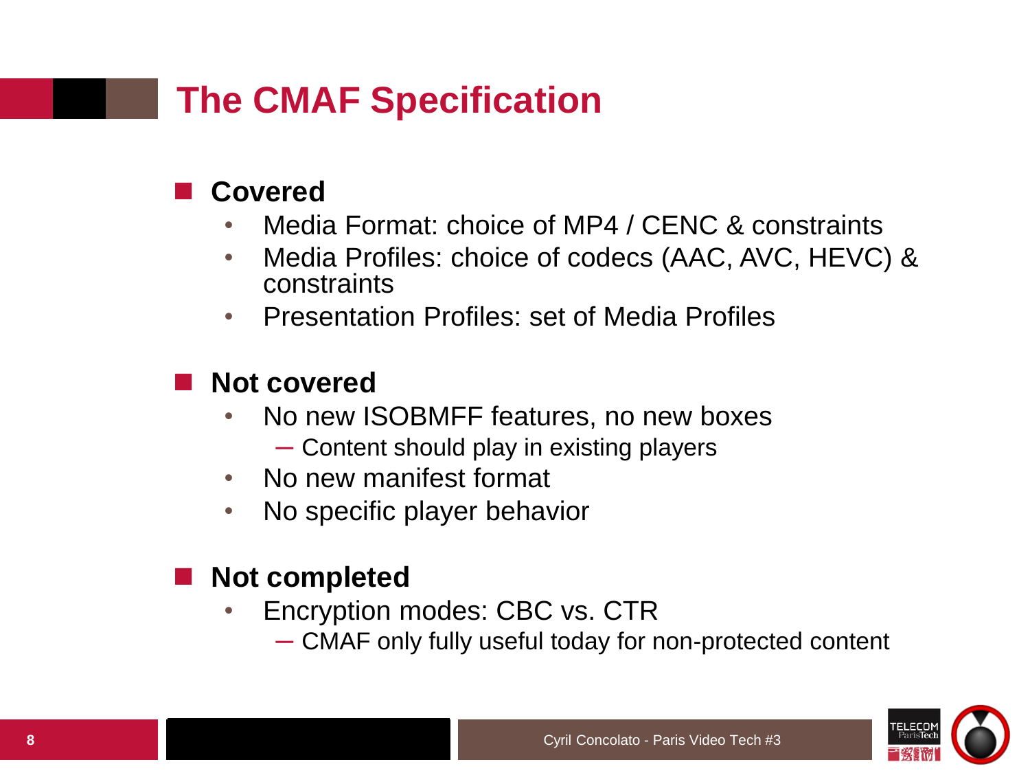# The CMAF Specification

- **Covered**
  - Media Format: choice of MP4 / CENC & constraints
  - Media Profiles: choice of codecs (AAC, AVC, HEVC) & constraints
  - Presentation Profiles: set of Media Profiles
- **Not covered**
  - No new ISOBMFF features, no new boxes
    - Content should play in existing players
  - No new manifest format
  - No specific player behavior
- **Not completed**
  - Encryption modes: CBC vs. CTR
    - CMAF only fully useful today for non-protected content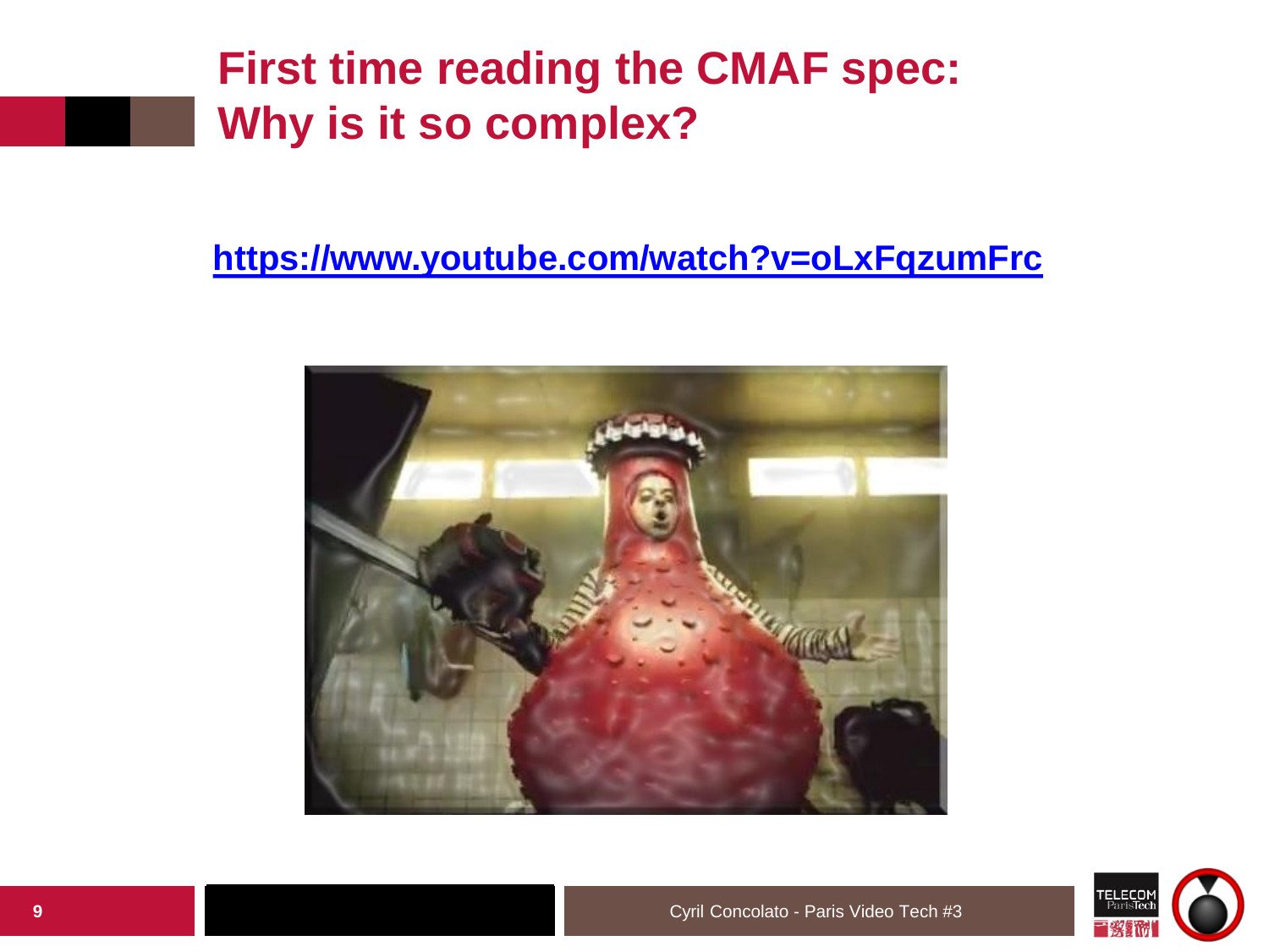# First time reading the CMAF spec: Why is it so complex?

https://www.youtube.com/watch?v=oLxFqzumFrc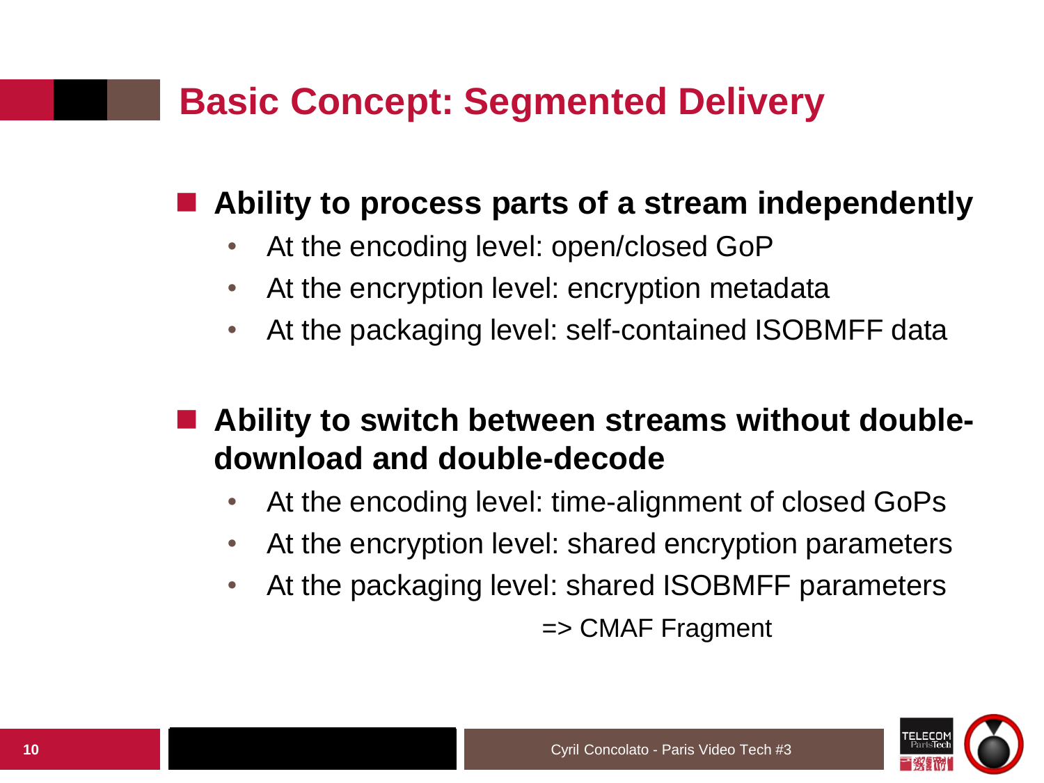# Basic Concept: Segmented Delivery

- **Ability to process parts of a stream independently**
  - At the encoding level: open/closed GoP
  - At the encryption level: encryption metadata
  - At the packaging level: self-contained ISOBMFF data

- **Ability to switch between streams without double-download and double-decode**
  - At the encoding level: time-alignment of closed GoPs
  - At the encryption level: shared encryption parameters
  - At the packaging level: shared ISOBMFF parameters

=> CMAF Fragment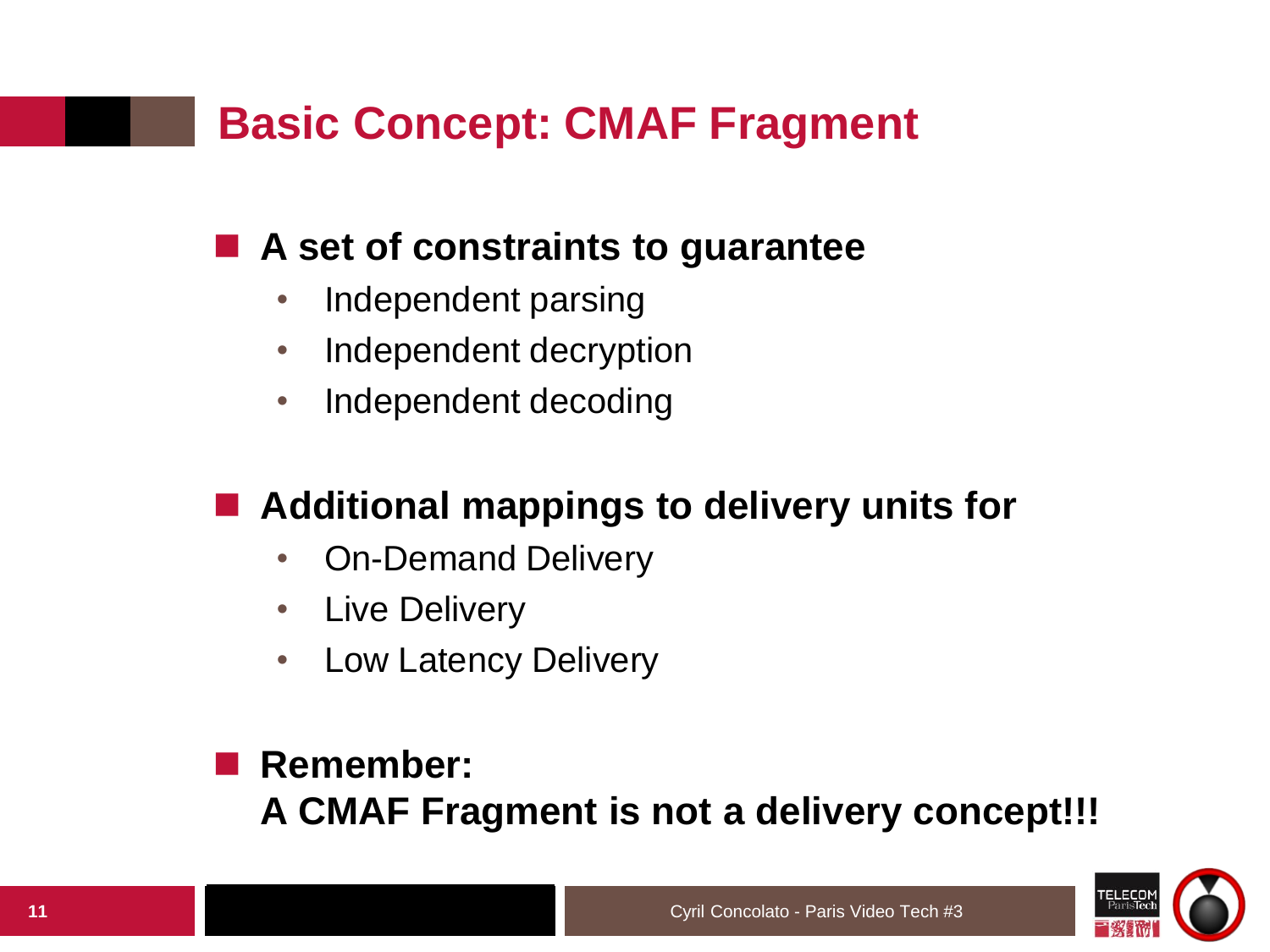# Basic Concept: CMAF Fragment

- **A set of constraints to guarantee**
  - Independent parsing
  - Independent decryption
  - Independent decoding

- **Additional mappings to delivery units for**
  - On-Demand Delivery
  - Live Delivery
  - Low Latency Delivery

- **Remember:**
  **A CMAF Fragment is not a delivery concept!!!**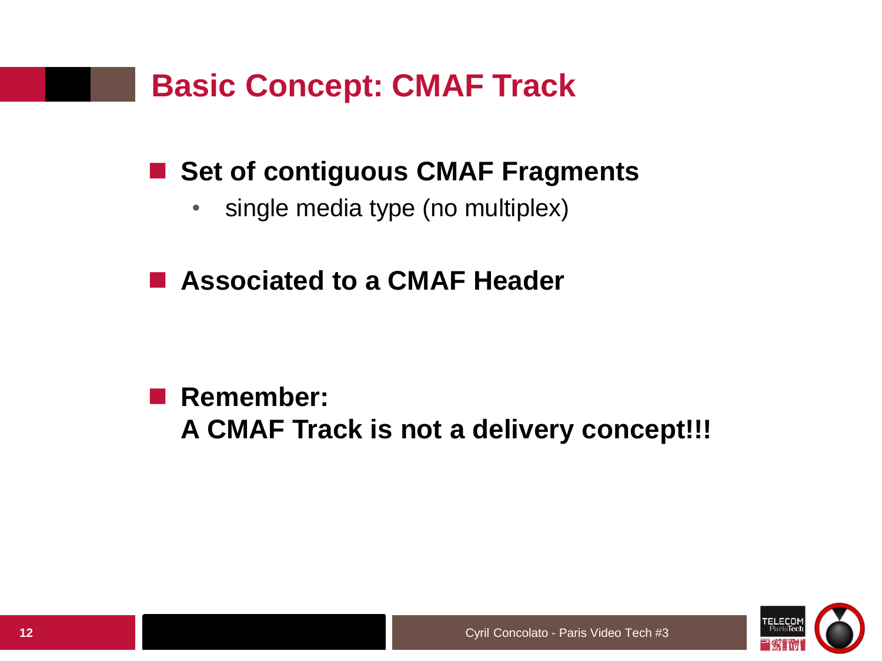# Basic Concept: CMAF Track

- **Set of contiguous CMAF Fragments**
  - single media type (no multiplex)

- **Associated to a CMAF Header**

- **Remember:**
  **A CMAF Track is not a delivery concept!!!**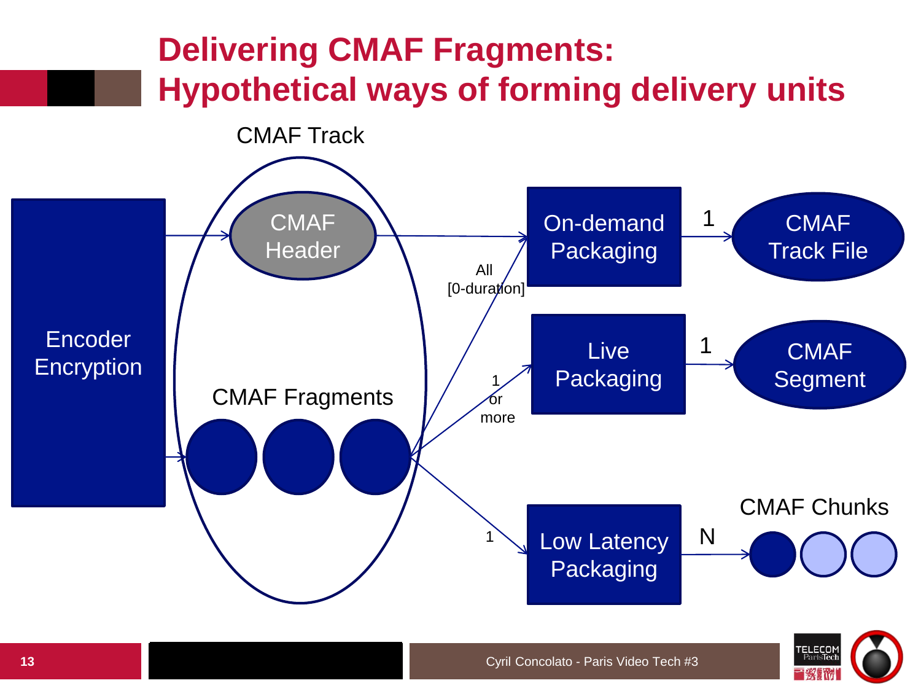# Delivering CMAF Fragments: Hypothetical ways of forming delivery units

CMAF Track

Encoder Encryption

CMAF Header

CMAF Fragments

All [0-duration]

1 or more

1

On-demand Packaging

1

CMAF Track File

Live Packaging

1

CMAF Segment

Low Latency Packaging

N

CMAF Chunks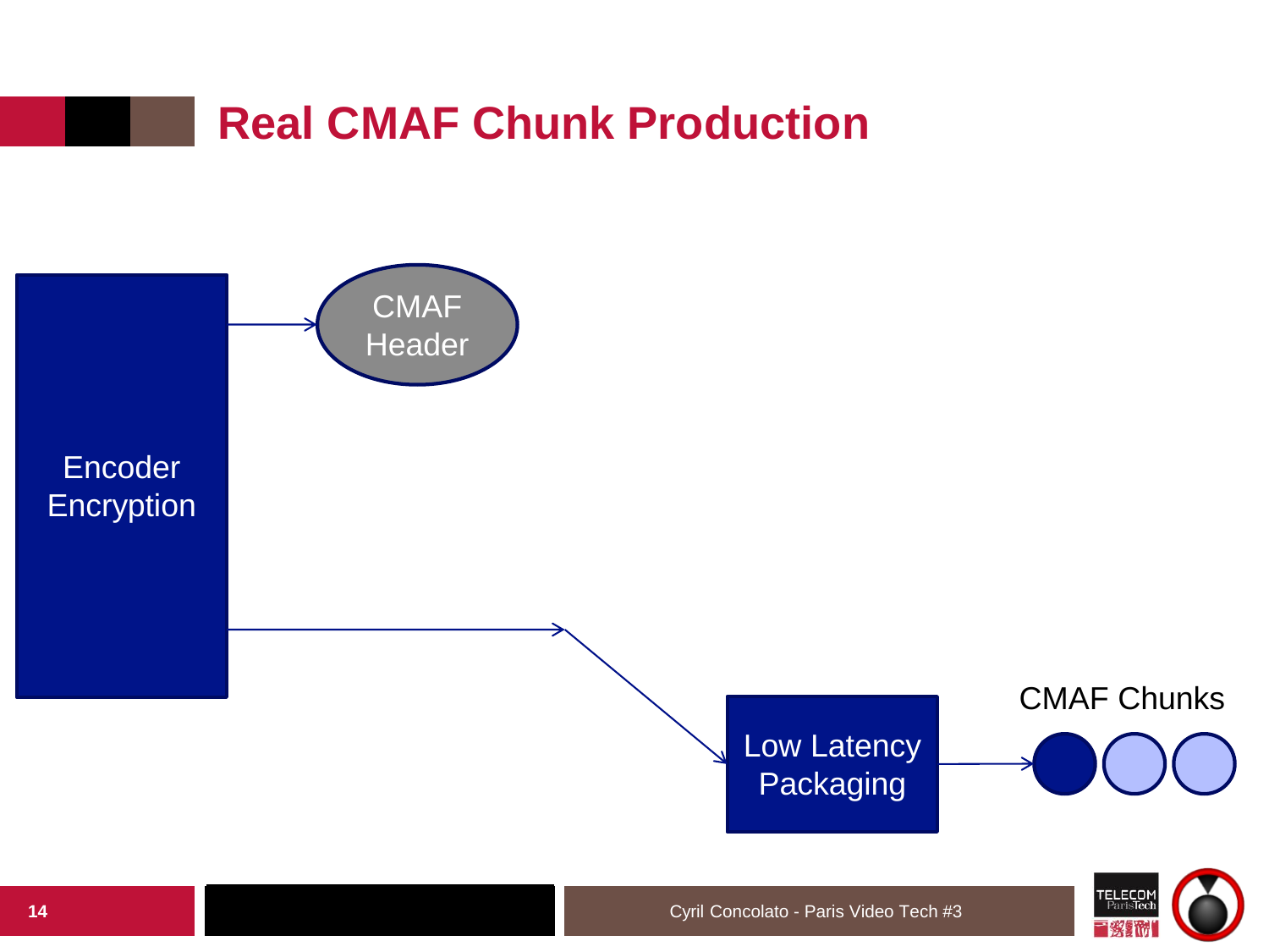# Real CMAF Chunk Production

Encoder Encryption

CMAF Header

Low Latency Packaging

CMAF Chunks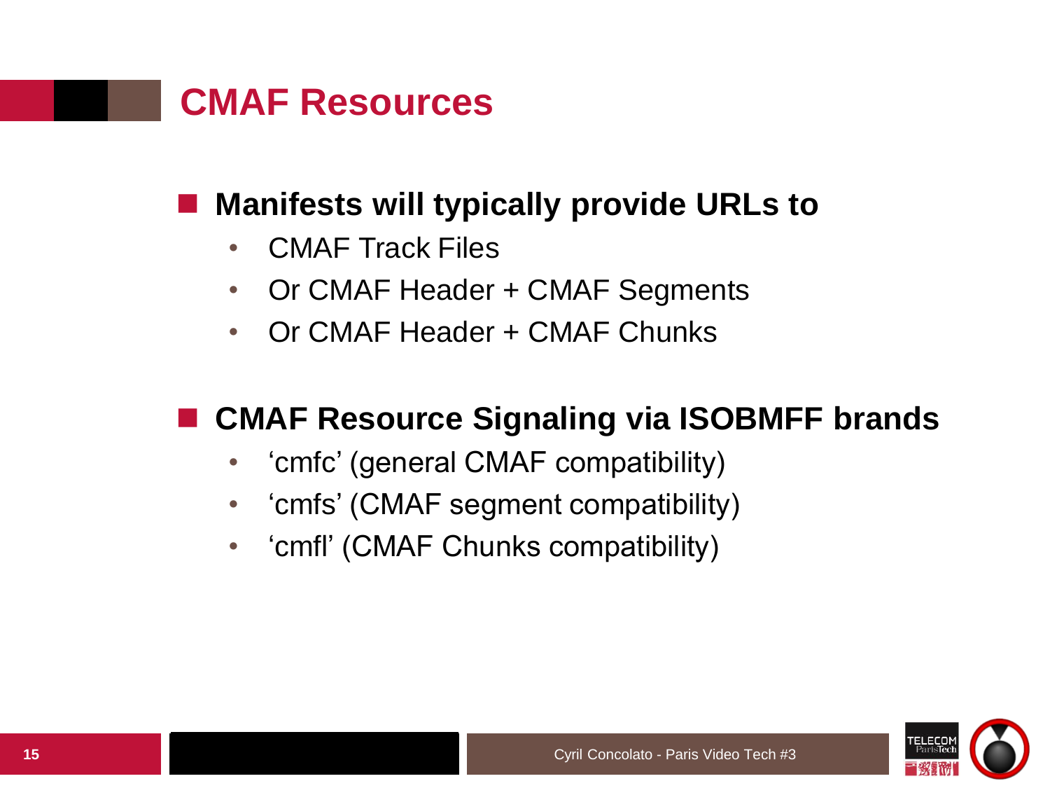# CMAF Resources

- **Manifests will typically provide URLs to**
  - CMAF Track Files
  - Or CMAF Header + CMAF Segments
  - Or CMAF Header + CMAF Chunks

- **CMAF Resource Signaling via ISOBMFF brands**
  - ‘cmfc’ (general CMAF compatibility)
  - ‘cmfs’ (CMAF segment compatibility)
  - ‘cmfl’ (CMAF Chunks compatibility)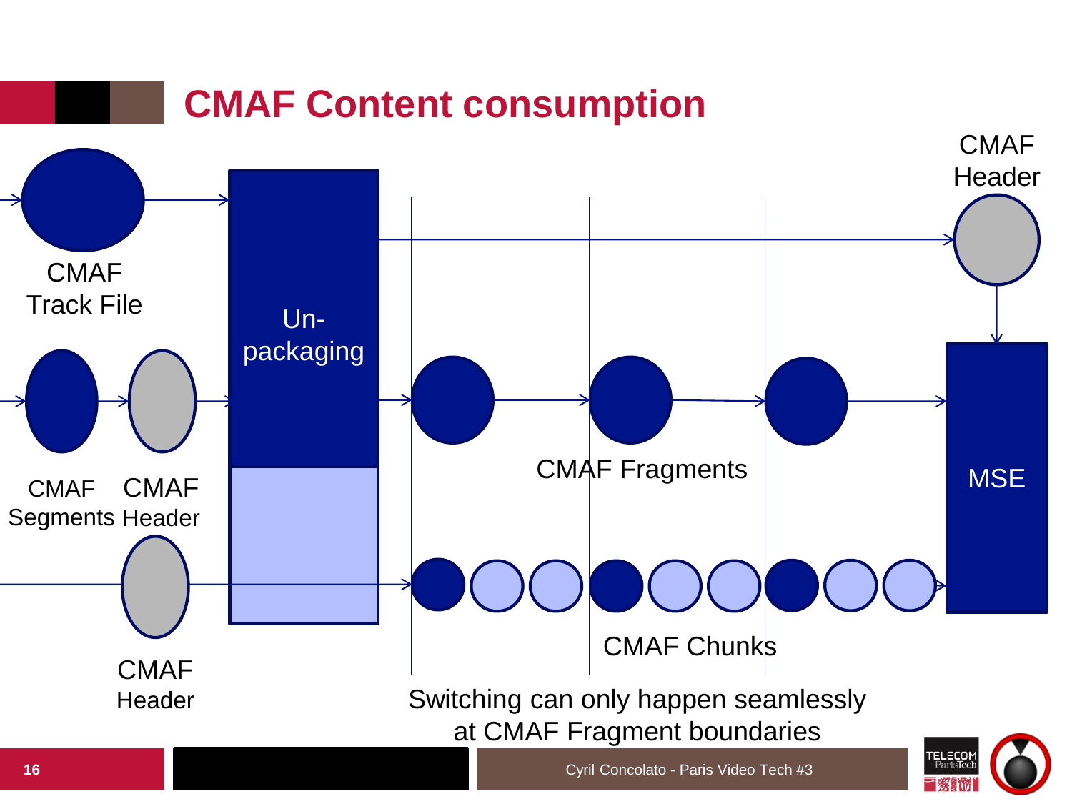# CMAF Content consumption

CMAF Track File

CMAF Segments

CMAF Header

CMAF Header

Un-packaging

CMAF Header

CMAF Fragments

MSE

CMAF Chunks

Switching can only happen seamlessly at CMAF Fragment boundaries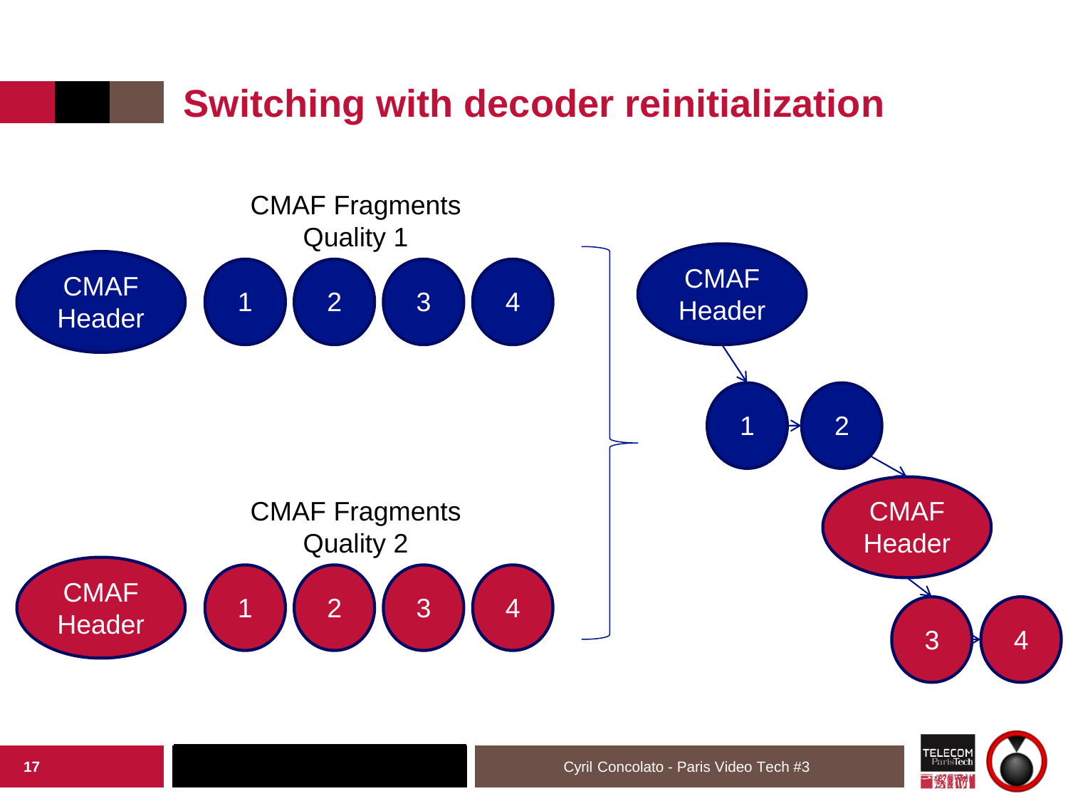# Switching with decoder reinitialization

CMAF Fragments
Quality 1

CMAF Header | 1 | 2 | 3 | 4

CMAF Fragments
Quality 2

CMAF Header | 1 | 2 | 3 | 4

CMAF Header → 1 → 2 → CMAF Header → 3 → 4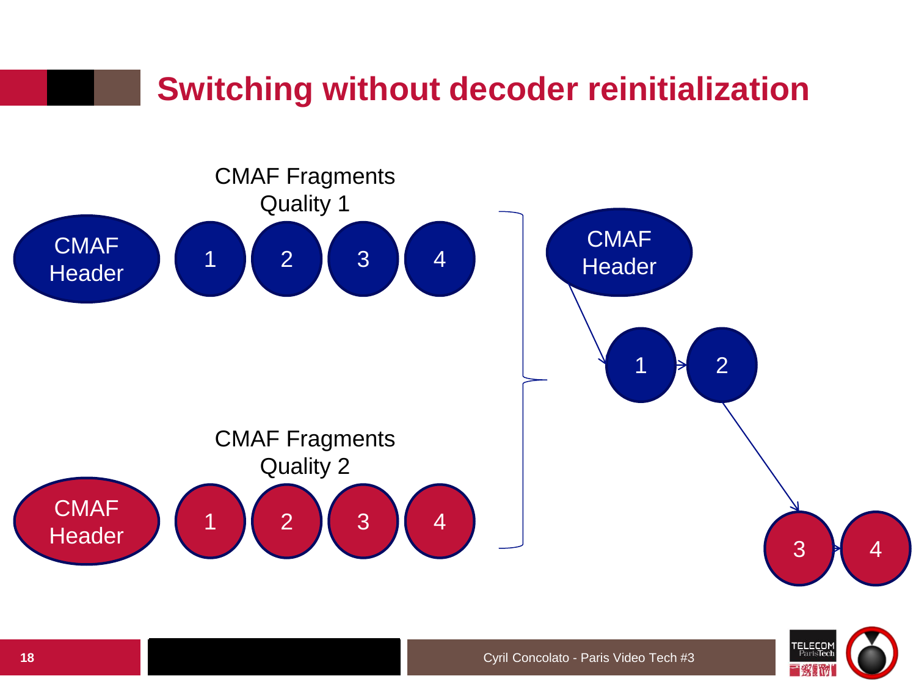# Switching without decoder reinitialization

CMAF Fragments
Quality 1

CMAF Header

1 2 3 4

CMAF Fragments
Quality 2

CMAF Header

1 2 3 4

CMAF Header

1 2

3 4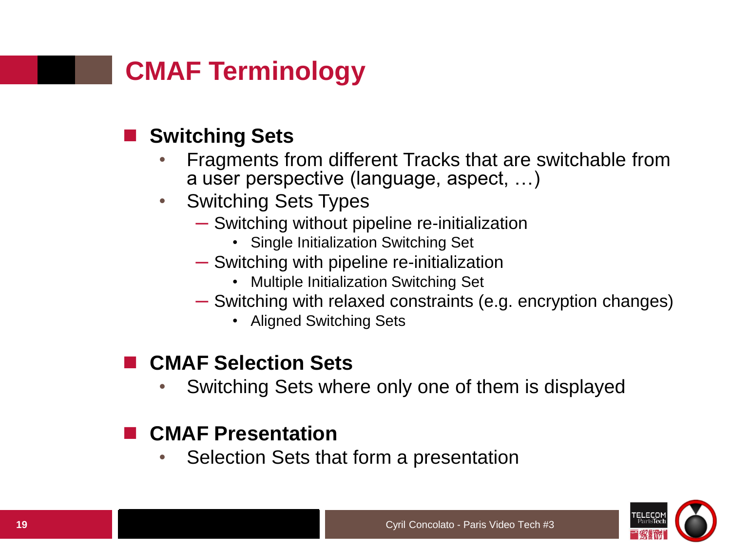# CMAF Terminology

- **Switching Sets**
  - Fragments from different Tracks that are switchable from a user perspective (language, aspect, …)
  - Switching Sets Types
    - Switching without pipeline re-initialization
      - Single Initialization Switching Set
    - Switching with pipeline re-initialization
      - Multiple Initialization Switching Set
    - Switching with relaxed constraints (e.g. encryption changes)
      - Aligned Switching Sets

- **CMAF Selection Sets**
  - Switching Sets where only one of them is displayed

- **CMAF Presentation**
  - Selection Sets that form a presentation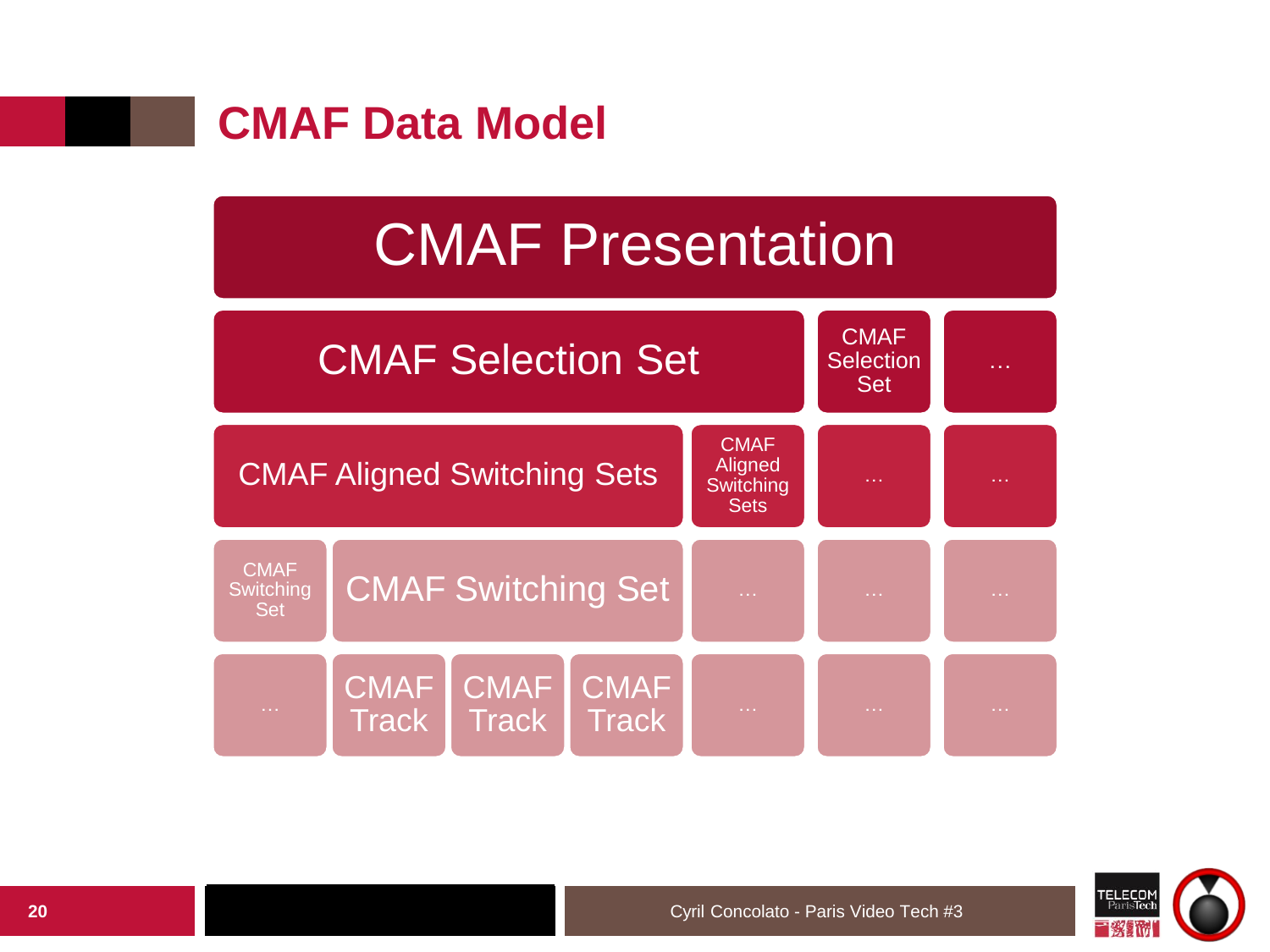# CMAF Data Model

CMAF Presentation

CMAF Selection Set | CMAF Selection Set | …

CMAF Aligned Switching Sets | CMAF Aligned Switching Sets | … | …

CMAF Switching Set | CMAF Switching Set | … | … | …

… | CMAF Track | CMAF Track | CMAF Track | … | … | …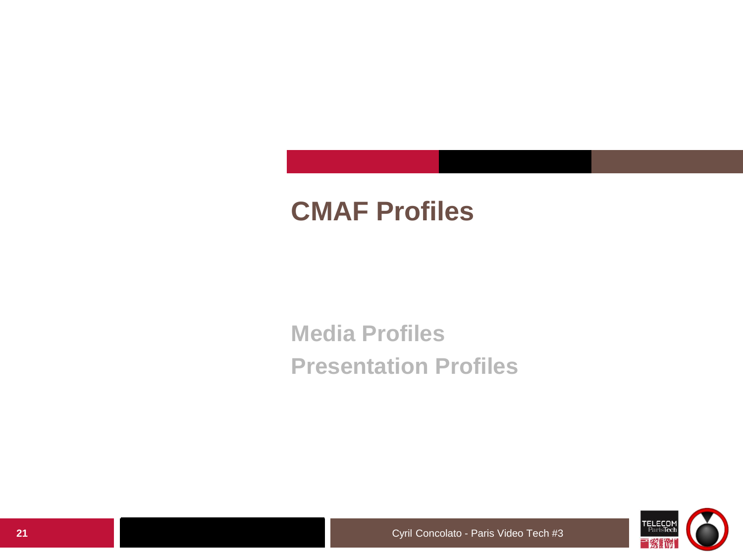# CMAF Profiles

Media Profiles

Presentation Profiles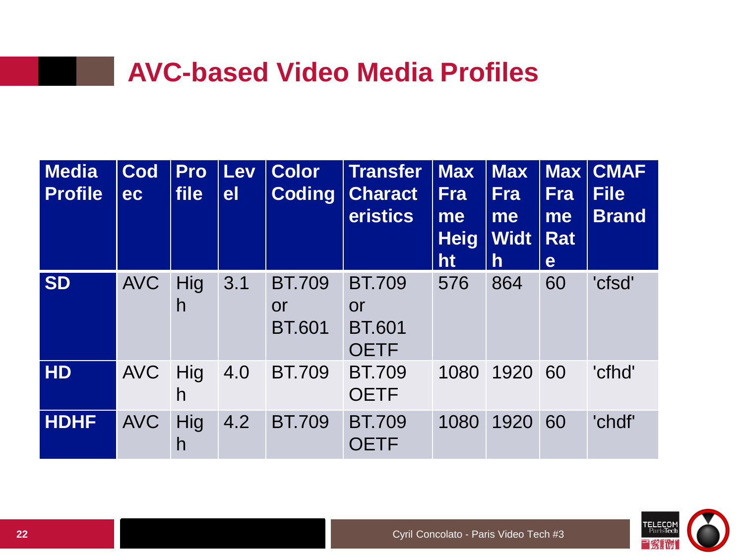# AVC-based Video Media Profiles

| Media Profile | Codec | Profile | Level | Color Coding | Transfer Characteristics | Max Frame Height | Max Frame Width | Max Frame Rate | CMAF File Brand |
|---|---|---|---|---|---|---|---|---|---|
| **SD** | AVC | High | 3.1 | BT.709 or BT.601 | BT.709 or BT.601 OETF | 576 | 864 | 60 | 'cfsd' |
| **HD** | AVC | High | 4.0 | BT.709 | BT.709 OETF | 1080 | 1920 | 60 | 'cfhd' |
| **HDHF** | AVC | High | 4.2 | BT.709 | BT.709 OETF | 1080 | 1920 | 60 | 'chdf' |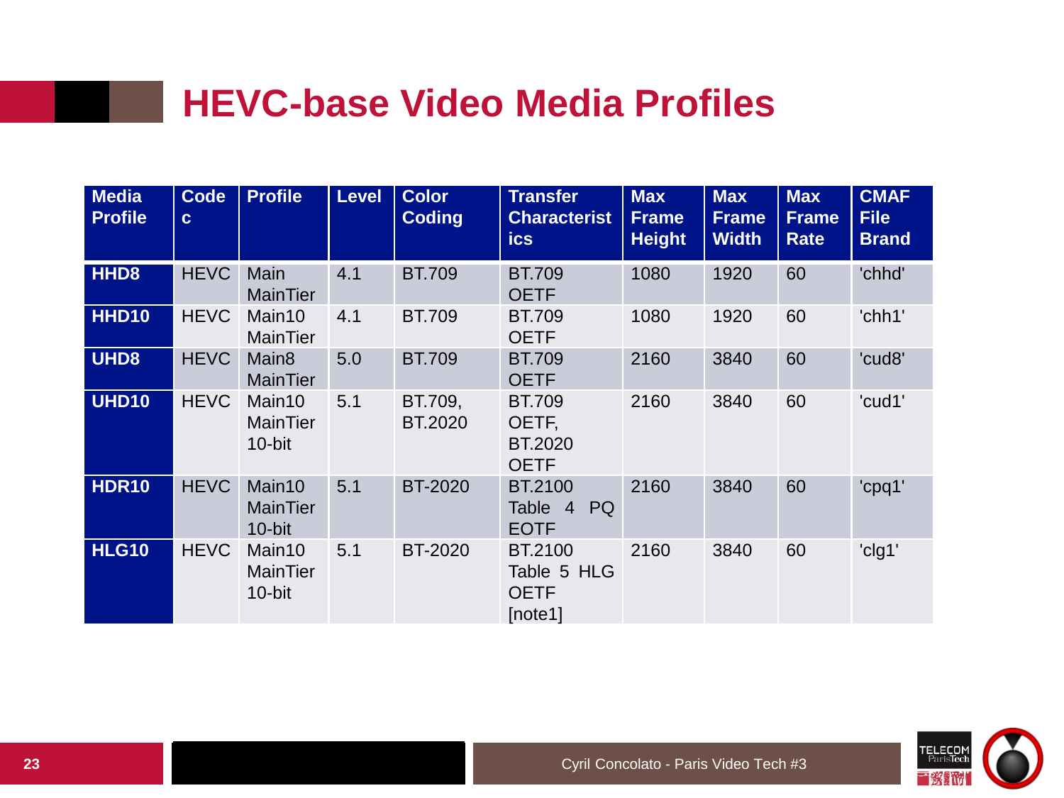# HEVC-base Video Media Profiles

| Media Profile | Codec | Profile | Level | Color Coding | Transfer Characteristics | Max Frame Height | Max Frame Width | Max Frame Rate | CMAF File Brand |
|---|---|---|---|---|---|---|---|---|---|
| **HHD8** | HEVC | Main MainTier | 4.1 | BT.709 | BT.709 OETF | 1080 | 1920 | 60 | 'chhd' |
| **HHD10** | HEVC | Main10 MainTier | 4.1 | BT.709 | BT.709 OETF | 1080 | 1920 | 60 | 'chh1' |
| **UHD8** | HEVC | Main8 MainTier | 5.0 | BT.709 | BT.709 OETF | 2160 | 3840 | 60 | 'cud8' |
| **UHD10** | HEVC | Main10 MainTier 10-bit | 5.1 | BT.709, BT.2020 | BT.709 OETF, BT.2020 OETF | 2160 | 3840 | 60 | 'cud1' |
| **HDR10** | HEVC | Main10 MainTier 10-bit | 5.1 | BT-2020 | BT.2100 Table 4 PQ EOTF | 2160 | 3840 | 60 | 'cpq1' |
| **HLG10** | HEVC | Main10 MainTier 10-bit | 5.1 | BT-2020 | BT.2100 Table 5 HLG OETF [note1] | 2160 | 3840 | 60 | 'clg1' |

Cyril Concolato - Paris Video Tech #3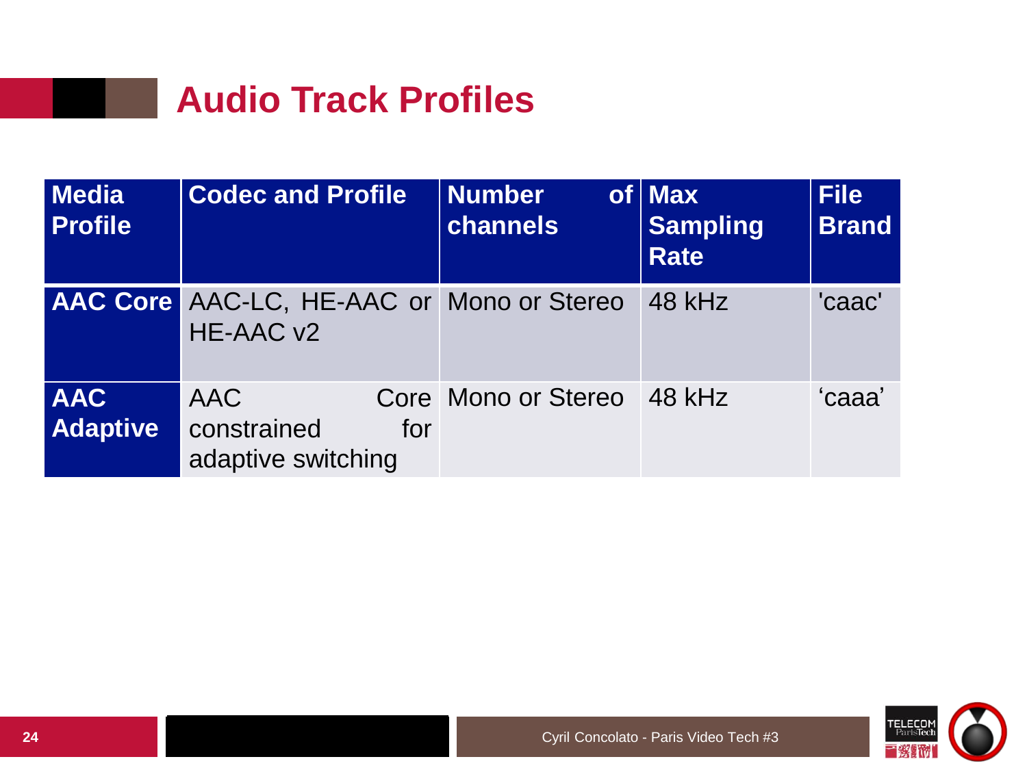# Audio Track Profiles

| Media Profile | Codec and Profile | Number of channels | Max Sampling Rate | File Brand |
|---|---|---|---|---|
| **AAC Core** | AAC-LC, HE-AAC or HE-AAC v2 | Mono or Stereo | 48 kHz | 'caac' |
| **AAC Adaptive** | AAC Core constrained for adaptive switching | Mono or Stereo | 48 kHz | 'caaa' |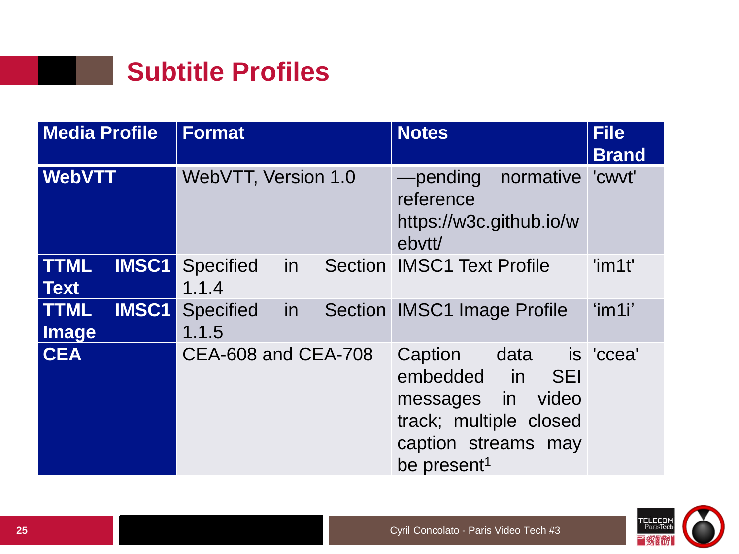# Subtitle Profiles

| Media Profile | Format | Notes | File Brand |
| --- | --- | --- | --- |
| **WebVTT** | WebVTT, Version 1.0 | —pending normative reference https://w3c.github.io/webvtt/ | 'cwvt' |
| **TTML IMSC1 Text** | Specified in Section 1.1.4 | IMSC1 Text Profile | 'im1t' |
| **TTML IMSC1 Image** | Specified in Section 1.1.5 | IMSC1 Image Profile | 'im1i' |
| **CEA** | CEA-608 and CEA-708 | Caption data is embedded in SEI messages in video track; multiple closed caption streams may be present[1] | 'ccea' |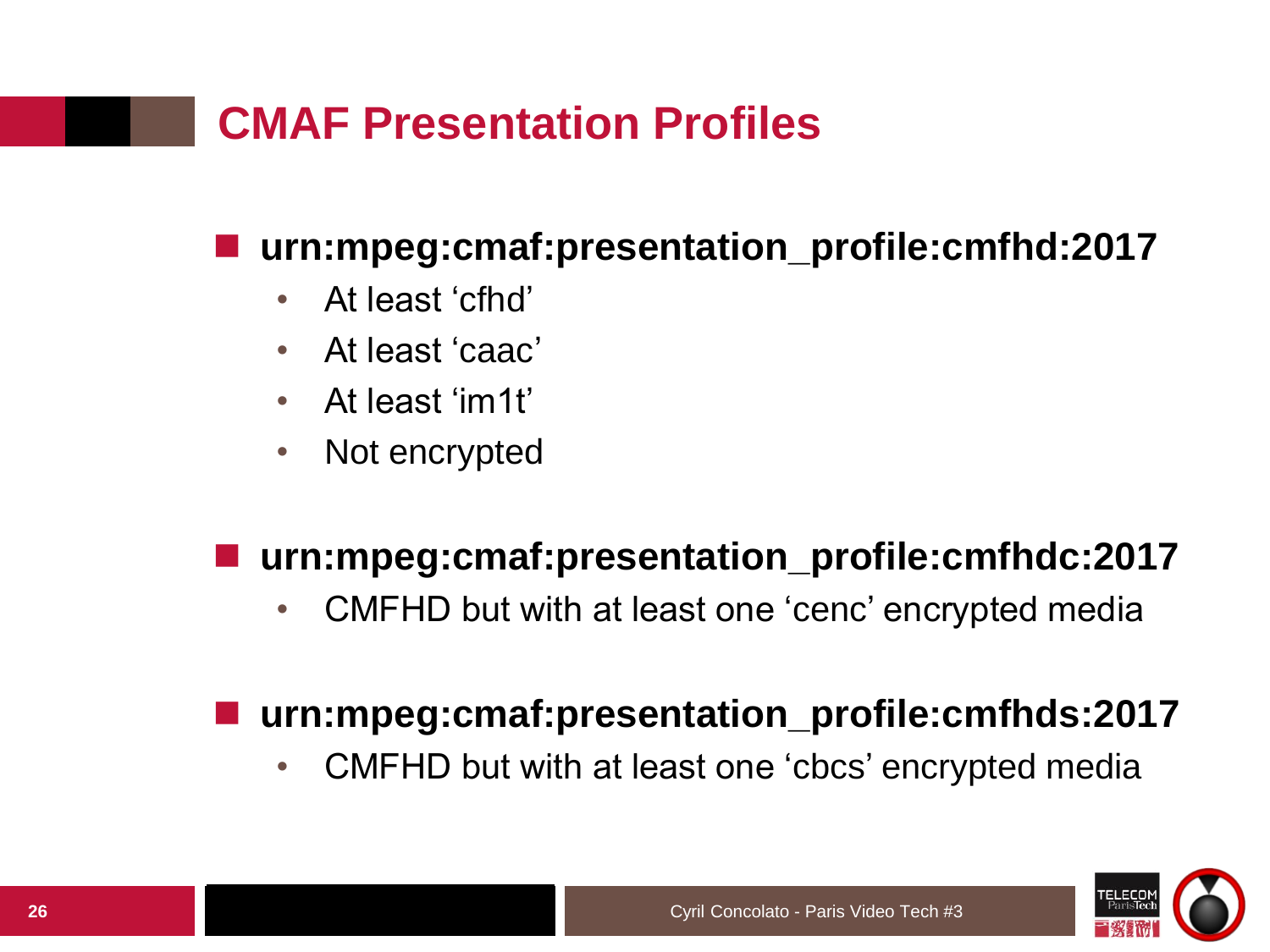# CMAF Presentation Profiles

- **urn:mpeg:cmaf:presentation_profile:cmfhd:2017**
  - At least ‘cfhd’
  - At least ‘caac’
  - At least ‘im1t’
  - Not encrypted

- **urn:mpeg:cmaf:presentation_profile:cmfhdc:2017**
  - CMFHD but with at least one ‘cenc’ encrypted media

- **urn:mpeg:cmaf:presentation_profile:cmfhds:2017**
  - CMFHD but with at least one ‘cbcs’ encrypted media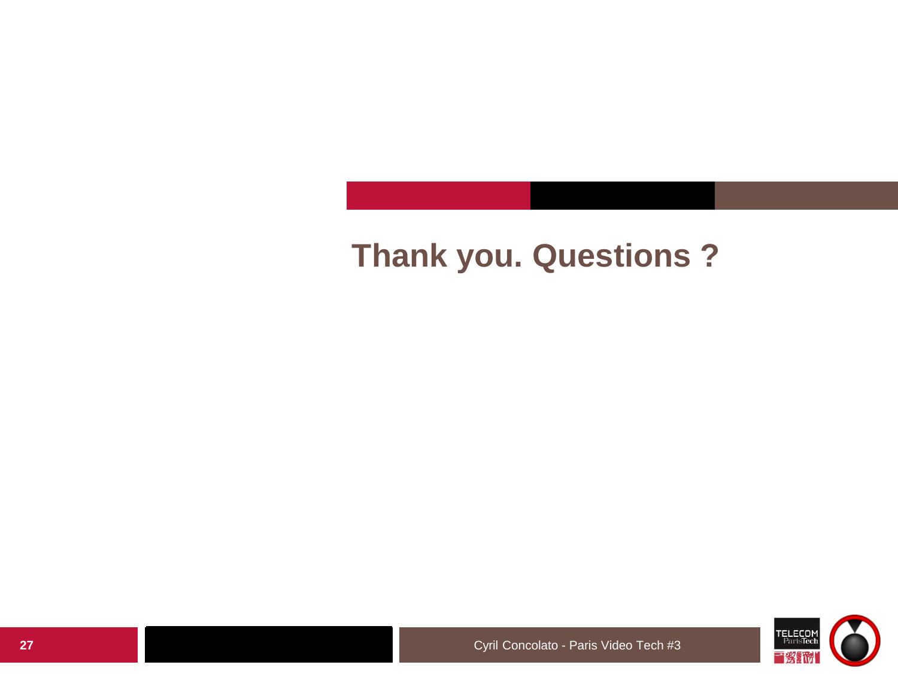# Thank you. Questions ?